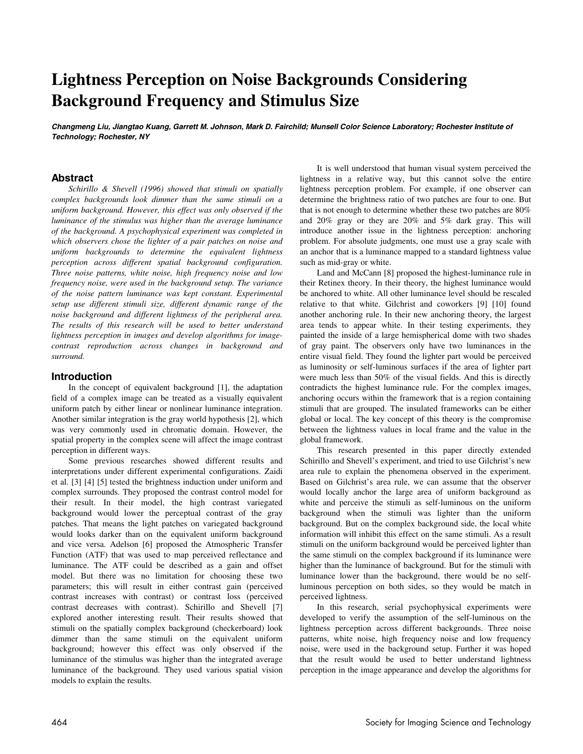# Lightness Perception on Noise Backgrounds Considering Background Frequency and Stimulus Size

***Changmeng Liu, Jiangtao Kuang, Garrett M. Johnson, Mark D. Fairchild; Munsell Color Science Laboratory; Rochester Institute of Technology; Rochester, NY***

## Abstract

*Schirillo & Shevell (1996) showed that stimuli on spatially complex backgrounds look dimmer than the same stimuli on a uniform background. However, this effect was only observed if the luminance of the stimulus was higher than the average luminance of the background. A psychophysical experiment was completed in which observers chose the lighter of a pair patches on noise and uniform backgrounds to determine the equivalent lightness perception across different spatial background configuration. Three noise patterns, white noise, high frequency noise and low frequency noise, were used in the background setup. The variance of the noise pattern luminance was kept constant. Experimental setup use different stimuli size, different dynamic range of the noise background and different lightness of the peripheral area. The results of this research will be used to better understand lightness perception in images and develop algorithms for image-contrast reproduction across changes in background and surround.*

## Introduction

In the concept of equivalent background [1], the adaptation field of a complex image can be treated as a visually equivalent uniform patch by either linear or nonlinear luminance integration. Another similar integration is the gray world hypothesis [2], which was very commonly used in chromatic domain. However, the spatial property in the complex scene will affect the image contrast perception in different ways.

Some previous researches showed different results and interpretations under different experimental configurations. Zaidi et al. [3] [4] [5] tested the brightness induction under uniform and complex surrounds. They proposed the contrast control model for their result. In their model, the high contrast variegated background would lower the perceptual contrast of the gray patches. That means the light patches on variegated background would looks darker than on the equivalent uniform background and vice versa. Adelson [6] proposed the Atmospheric Transfer Function (ATF) that was used to map perceived reflectance and luminance. The ATF could be described as a gain and offset model. But there was no limitation for choosing these two parameters; this will result in either contrast gain (perceived contrast increases with contrast) or contrast loss (perceived contrast decreases with contrast). Schirillo and Shevell [7] explored another interesting result. Their results showed that stimuli on the spatially complex background (checkerboard) look dimmer than the same stimuli on the equivalent uniform background; however this effect was only observed if the luminance of the stimulus was higher than the integrated average luminance of the background. They used various spatial vision models to explain the results.

It is well understood that human visual system perceived the lightness in a relative way, but this cannot solve the entire lightness perception problem. For example, if one observer can determine the brightness ratio of two patches are four to one. But that is not enough to determine whether these two patches are 80% and 20% gray or they are 20% and 5% dark gray. This will introduce another issue in the lightness perception: anchoring problem. For absolute judgments, one must use a gray scale with an anchor that is a luminance mapped to a standard lightness value such as mid-gray or white.

Land and McCann [8] proposed the highest-luminance rule in their Retinex theory. In their theory, the highest luminance would be anchored to white. All other luminance level should be rescaled relative to that white. Gilchrist and coworkers [9] [10] found another anchoring rule. In their new anchoring theory, the largest area tends to appear white. In their testing experiments, they painted the inside of a large hemispherical dome with two shades of gray paint. The observers only have two luminances in the entire visual field. They found the lighter part would be perceived as luminosity or self-luminous surfaces if the area of lighter part were much less than 50% of the visual fields. And this is directly contradicts the highest luminance rule. For the complex images, anchoring occurs within the framework that is a region containing stimuli that are grouped. The insulated frameworks can be either global or local. The key concept of this theory is the compromise between the lightness values in local frame and the value in the global framework.

This research presented in this paper directly extended Schirillo and Shevell's experiment, and tried to use Gilchrist's new area rule to explain the phenomena observed in the experiment. Based on Gilchrist's area rule, we can assume that the observer would locally anchor the large area of uniform background as white and perceive the stimuli as self-luminous on the uniform background when the stimuli was lighter than the uniform background. But on the complex background side, the local white information will inhibit this effect on the same stimuli. As a result stimuli on the uniform background would be perceived lighter than the same stimuli on the complex background if its luminance were higher than the luminance of background. But for the stimuli with luminance lower than the background, there would be no self-luminous perception on both sides, so they would be match in perceived lightness.

In this research, serial psychophysical experiments were developed to verify the assumption of the self-luminous on the lightness perception across different backgrounds. Three noise patterns, white noise, high frequency noise and low frequency noise, were used in the background setup. Further it was hoped that the result would be used to better understand lightness perception in the image appearance and develop the algorithms for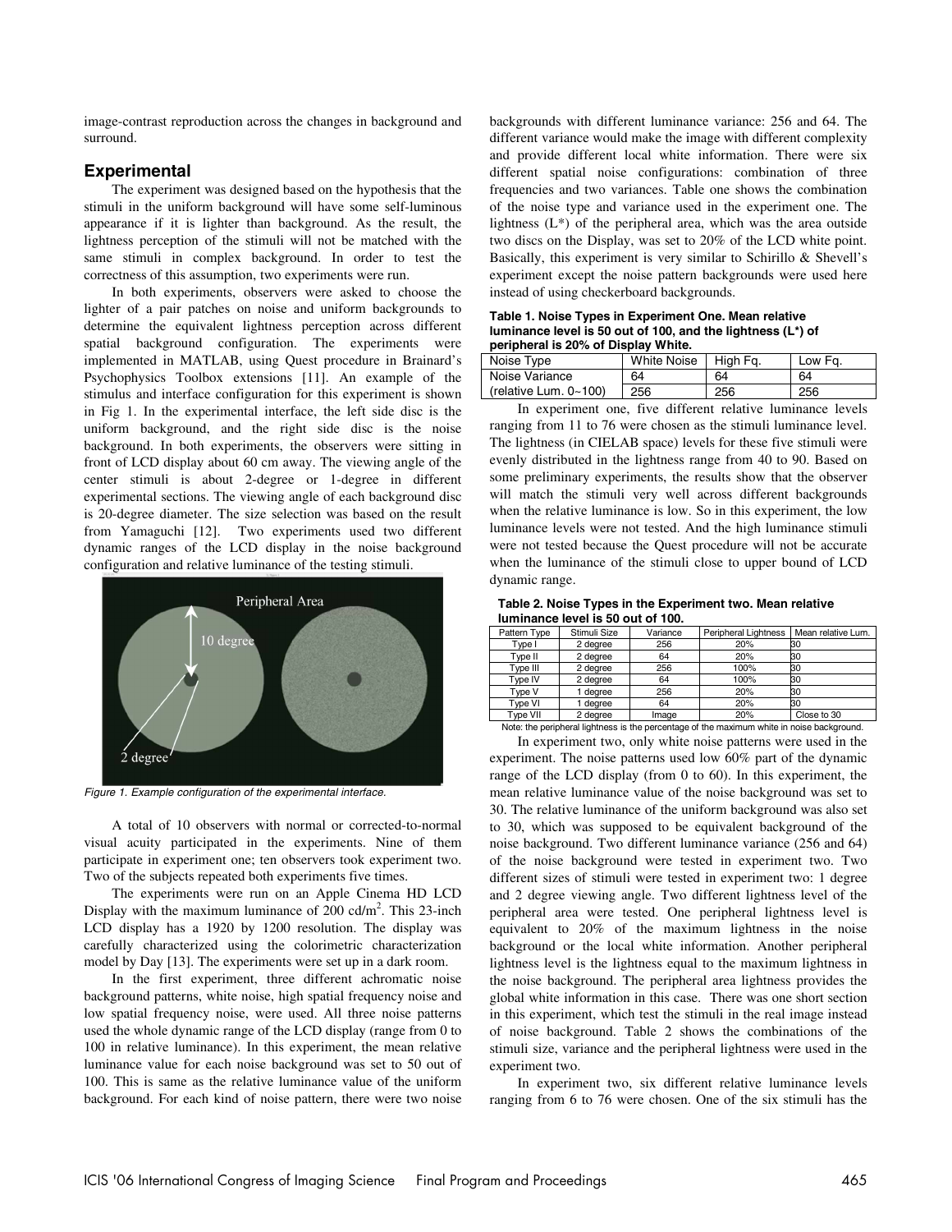image-contrast reproduction across the changes in background and surround.

## Experimental

The experiment was designed based on the hypothesis that the stimuli in the uniform background will have some self-luminous appearance if it is lighter than background. As the result, the lightness perception of the stimuli will not be matched with the same stimuli in complex background. In order to test the correctness of this assumption, two experiments were run.

In both experiments, observers were asked to choose the lighter of a pair patches on noise and uniform backgrounds to determine the equivalent lightness perception across different spatial background configuration. The experiments were implemented in MATLAB, using Quest procedure in Brainard's Psychophysics Toolbox extensions [11]. An example of the stimulus and interface configuration for this experiment is shown in Fig 1. In the experimental interface, the left side disc is the uniform background, and the right side disc is the noise background. In both experiments, the observers were sitting in front of LCD display about 60 cm away. The viewing angle of the center stimuli is about 2-degree or 1-degree in different experimental sections. The viewing angle of each background disc is 20-degree diameter. The size selection was based on the result from Yamaguchi [12]. Two experiments used two different dynamic ranges of the LCD display in the noise background configuration and relative luminance of the testing stimuli.

*Figure 1. Example configuration of the experimental interface.*

A total of 10 observers with normal or corrected-to-normal visual acuity participated in the experiments. Nine of them participate in experiment one; ten observers took experiment two. Two of the subjects repeated both experiments five times.

The experiments were run on an Apple Cinema HD LCD Display with the maximum luminance of 200 cd/m$^2$. This 23-inch LCD display has a 1920 by 1200 resolution. The display was carefully characterized using the colorimetric characterization model by Day [13]. The experiments were set up in a dark room.

In the first experiment, three different achromatic noise background patterns, white noise, high spatial frequency noise and low spatial frequency noise, were used. All three noise patterns used the whole dynamic range of the LCD display (range from 0 to 100 in relative luminance). In this experiment, the mean relative luminance value for each noise background was set to 50 out of 100. This is same as the relative luminance value of the uniform background. For each kind of noise pattern, there were two noise backgrounds with different luminance variance: 256 and 64. The different variance would make the image with different complexity and provide different local white information. There were six different spatial noise configurations: combination of three frequencies and two variances. Table one shows the combination of the noise type and variance used in the experiment one. The lightness (L*) of the peripheral area, which was the area outside two discs on the Display, was set to 20% of the LCD white point. Basically, this experiment is very similar to Schirillo & Shevell's experiment except the noise pattern backgrounds were used here instead of using checkerboard backgrounds.

**Table 1. Noise Types in Experiment One. Mean relative luminance level is 50 out of 100, and the lightness (L*) of peripheral is 20% of Display White.**

| Noise Type | White Noise | High Fq. | Low Fq. |
|---|---|---|---|
| Noise Variance | 64 | 64 | 64 |
| (relative Lum. 0~100) | 256 | 256 | 256 |

In experiment one, five different relative luminance levels ranging from 11 to 76 were chosen as the stimuli luminance level. The lightness (in CIELAB space) levels for these five stimuli were evenly distributed in the lightness range from 40 to 90. Based on some preliminary experiments, the results show that the observer will match the stimuli very well across different backgrounds when the relative luminance is low. So in this experiment, the low luminance levels were not tested. And the high luminance stimuli were not tested because the Quest procedure will not be accurate when the luminance of the stimuli close to upper bound of LCD dynamic range.

**Table 2. Noise Types in the Experiment two. Mean relative luminance level is 50 out of 100.**

| Pattern Type | Stimuli Size | Variance | Peripheral Lightness | Mean relative Lum. |
|---|---|---|---|---|
| Type I | 2 degree | 256 | 20% | 30 |
| Type II | 2 degree | 64 | 20% | 30 |
| Type III | 2 degree | 256 | 100% | 30 |
| Type IV | 2 degree | 64 | 100% | 30 |
| Type V | 1 degree | 256 | 20% | 30 |
| Type VI | 1 degree | 64 | 20% | 30 |
| Type VII | 2 degree | Image | 20% | Close to 30 |

Note: the peripheral lightness is the percentage of the maximum white in noise background.

In experiment two, only white noise patterns were used in the experiment. The noise patterns used low 60% part of the dynamic range of the LCD display (from 0 to 60). In this experiment, the mean relative luminance value of the noise background was set to 30. The relative luminance of the uniform background was also set to 30, which was supposed to be equivalent background of the noise background. Two different luminance variance (256 and 64) of the noise background were tested in experiment two. Two different sizes of stimuli were tested in experiment two: 1 degree and 2 degree viewing angle. Two different lightness level of the peripheral area were tested. One peripheral lightness level is equivalent to 20% of the maximum lightness in the noise background or the local white information. Another peripheral lightness level is the lightness equal to the maximum lightness in the noise background. The peripheral area lightness provides the global white information in this case. There was one short section in this experiment, which test the stimuli in the real image instead of noise background. Table 2 shows the combinations of the stimuli size, variance and the peripheral lightness were used in the experiment two.

In experiment two, six different relative luminance levels ranging from 6 to 76 were chosen. One of the six stimuli has the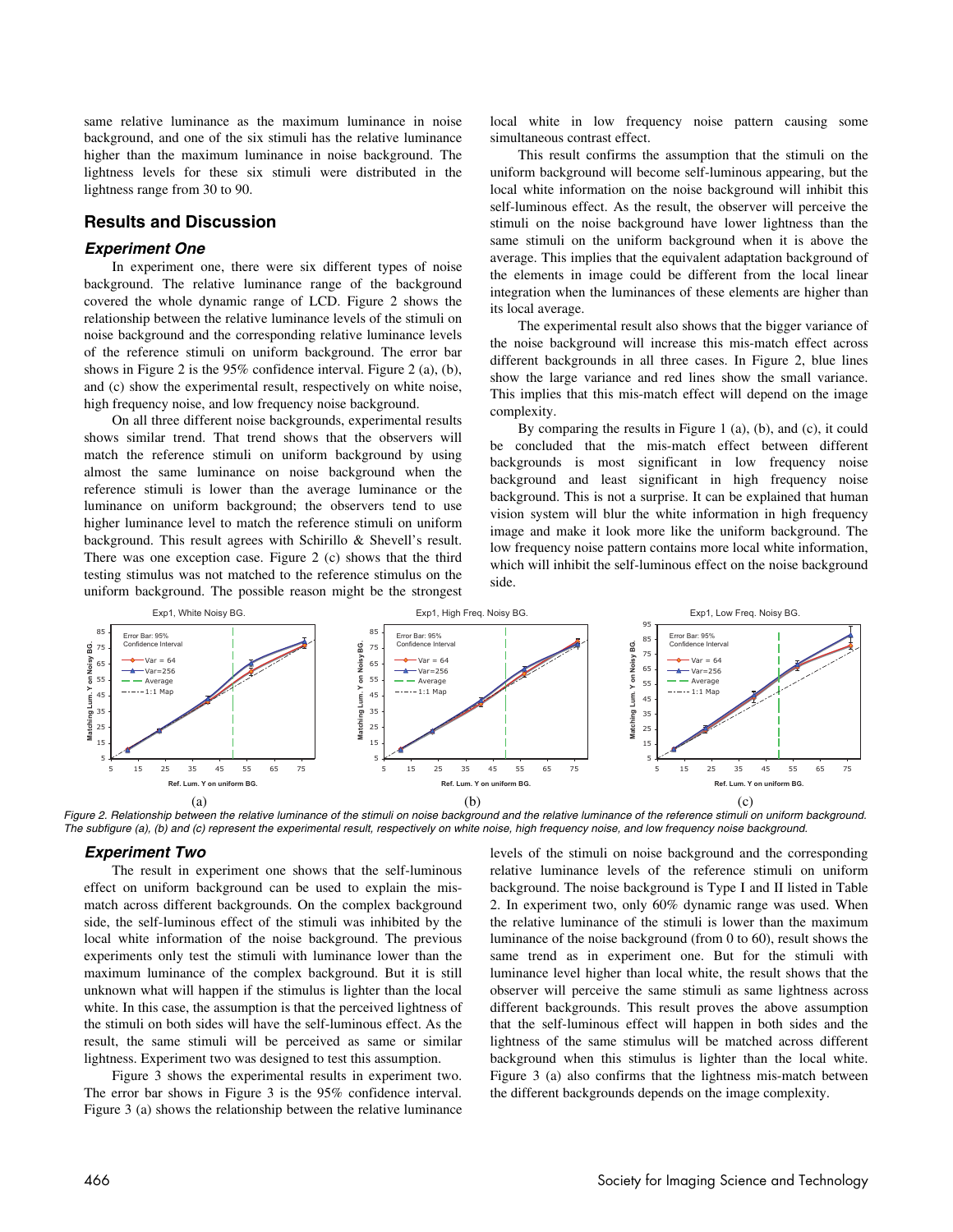same relative luminance as the maximum luminance in noise background, and one of the six stimuli has the relative luminance higher than the maximum luminance in noise background. The lightness levels for these six stimuli were distributed in the lightness range from 30 to 90.

## Results and Discussion

### Experiment One

In experiment one, there were six different types of noise background. The relative luminance range of the background covered the whole dynamic range of LCD. Figure 2 shows the relationship between the relative luminance levels of the stimuli on noise background and the corresponding relative luminance levels of the reference stimuli on uniform background. The error bar shows in Figure 2 is the 95% confidence interval. Figure 2 (a), (b), and (c) show the experimental result, respectively on white noise, high frequency noise, and low frequency noise background.

On all three different noise backgrounds, experimental results shows similar trend. That trend shows that the observers will match the reference stimuli on uniform background by using almost the same luminance on noise background when the reference stimuli is lower than the average luminance or the luminance on uniform background; the observers tend to use higher luminance level to match the reference stimuli on uniform background. This result agrees with Schirillo & Shevell's result. There was one exception case. Figure 2 (c) shows that the third testing stimulus was not matched to the reference stimulus on the uniform background. The possible reason might be the strongest local white in low frequency noise pattern causing some simultaneous contrast effect.

This result confirms the assumption that the stimuli on the uniform background will become self-luminous appearing, but the local white information on the noise background will inhibit this self-luminous effect. As the result, the observer will perceive the stimuli on the noise background have lower lightness than the same stimuli on the uniform background when it is above the average. This implies that the equivalent adaptation background of the elements in image could be different from the local linear integration when the luminances of these elements are higher than its local average.

The experimental result also shows that the bigger variance of the noise background will increase this mis-match effect across different backgrounds in all three cases. In Figure 2, blue lines show the large variance and red lines show the small variance. This implies that this mis-match effect will depend on the image complexity.

By comparing the results in Figure 1 (a), (b), and (c), it could be concluded that the mis-match effect between different backgrounds is most significant in low frequency noise background and least significant in high frequency noise background. This is not a surprise. It can be explained that human vision system will blur the white information in high frequency image and make it look more like the uniform background. The low frequency noise pattern contains more local white information, which will inhibit the self-luminous effect on the noise background side.

*Figure 2. Relationship between the relative luminance of the stimuli on noise background and the relative luminance of the reference stimuli on uniform background. The subfigure (a), (b) and (c) represent the experimental result, respectively on white noise, high frequency noise, and low frequency noise background.*

### Experiment Two

The result in experiment one shows that the self-luminous effect on uniform background can be used to explain the mis-match across different backgrounds. On the complex background side, the self-luminous effect of the stimuli was inhibited by the local white information of the noise background. The previous experiments only test the stimuli with luminance lower than the maximum luminance of the complex background. But it is still unknown what will happen if the stimulus is lighter than the local white. In this case, the assumption is that the perceived lightness of the stimuli on both sides will have the self-luminous effect. As the result, the same stimuli will be perceived as same or similar lightness. Experiment two was designed to test this assumption.

Figure 3 shows the experimental results in experiment two. The error bar shows in Figure 3 is the 95% confidence interval. Figure 3 (a) shows the relationship between the relative luminance levels of the stimuli on noise background and the corresponding relative luminance levels of the reference stimuli on uniform background. The noise background is Type I and II listed in Table 2. In experiment two, only 60% dynamic range was used. When the relative luminance of the stimuli is lower than the maximum luminance of the noise background (from 0 to 60), result shows the same trend as in experiment one. But for the stimuli with luminance level higher than local white, the result shows that the observer will perceive the same stimuli as same lightness across different backgrounds. This result proves the above assumption that the self-luminous effect will happen in both sides and the lightness of the same stimulus will be matched across different background when this stimulus is lighter than the local white. Figure 3 (a) also confirms that the lightness mis-match between the different backgrounds depends on the image complexity.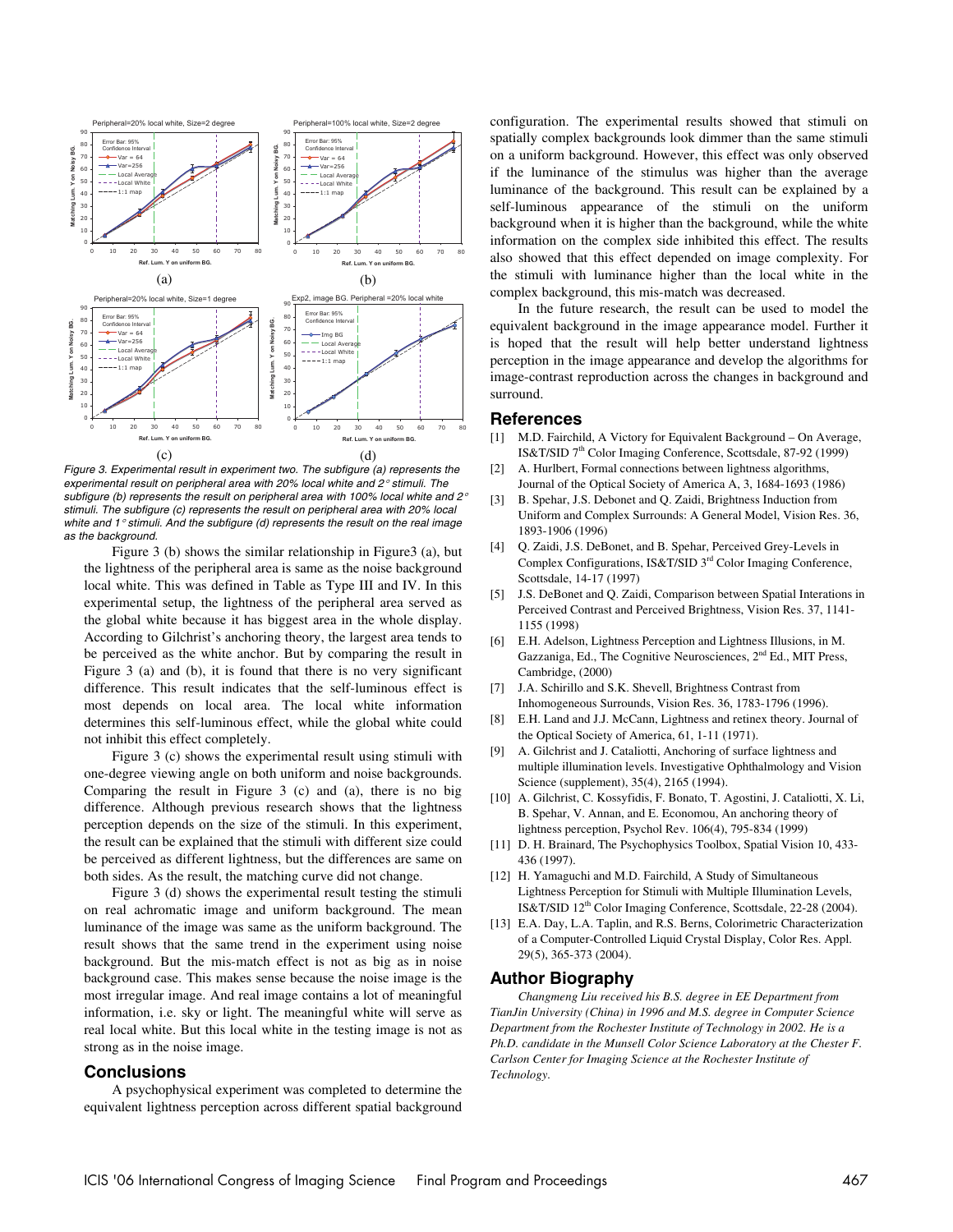Peripheral=20% local white, Size=2 degree

Error Bar: 95% Confidence Interval

Var = 64

Var=256

Local Average

Local White

1:1 map

Matching Lum. Y on Noisy BG.

Ref. Lum. Y on uniform BG.

(a)

Peripheral=100% local white, Size=2 degree

Error Bar: 95% Confidence Interval

Var = 64

Var=256

Local Average

Local White

1:1 map

Matching Lum. Y on Noisy BG.

Ref. Lum. Y on uniform BG.

(b)

Peripheral=20% local white, Size=1 degree

Error Bar: 95% Confidence Interval

Var = 64

Var=256

Local Average

Local White

1:1 map

Matching Lum. Y on Noisy BG.

Ref. Lum. Y on uniform BG.

(c)

Exp2, image BG. Peripheral =20% local white

Error Bar: 95% Confidence Interval

Img BG

Local Average

Local White

1:1 map

Matching Lum. Y on Noisy BG.

Ref. Lum. Y on uniform BG.

(d)

*Figure 3. Experimental result in experiment two. The subfigure (a) represents the experimental result on peripheral area with 20% local white and 2° stimuli. The subfigure (b) represents the result on peripheral area with 100% local white and 2° stimuli. The subfigure (c) represents the result on peripheral area with 20% local white and 1° stimuli. And the subfigure (d) represents the result on the real image as the background.*

Figure 3 (b) shows the similar relationship in Figure3 (a), but the lightness of the peripheral area is same as the noise background local white. This was defined in Table as Type III and IV. In this experimental setup, the lightness of the peripheral area served as the global white because it has biggest area in the whole display. According to Gilchrist's anchoring theory, the largest area tends to be perceived as the white anchor. But by comparing the result in Figure 3 (a) and (b), it is found that there is no very significant difference. This result indicates that the self-luminous effect is most depends on local area. The local white information determines this self-luminous effect, while the global white could not inhibit this effect completely.

Figure 3 (c) shows the experimental result using stimuli with one-degree viewing angle on both uniform and noise backgrounds. Comparing the result in Figure 3 (c) and (a), there is no big difference. Although previous research shows that the lightness perception depends on the size of the stimuli. In this experiment, the result can be explained that the stimuli with different size could be perceived as different lightness, but the differences are same on both sides. As the result, the matching curve did not change.

Figure 3 (d) shows the experimental result testing the stimuli on real achromatic image and uniform background. The mean luminance of the image was same as the uniform background. The result shows that the same trend in the experiment using noise background. But the mis-match effect is not as big as in noise background case. This makes sense because the noise image is the most irregular image. And real image contains a lot of meaningful information, i.e. sky or light. The meaningful white will serve as real local white. But this local white in the testing image is not as strong as in the noise image.

## Conclusions

A psychophysical experiment was completed to determine the equivalent lightness perception across different spatial background configuration. The experimental results showed that stimuli on spatially complex backgrounds look dimmer than the same stimuli on a uniform background. However, this effect was only observed if the luminance of the stimulus was higher than the average luminance of the background. This result can be explained by a self-luminous appearance of the stimuli on the uniform background when it is higher than the background, while the white information on the complex side inhibited this effect. The results also showed that this effect depended on image complexity. For the stimuli with luminance higher than the local white in the complex background, this mis-match was decreased.

In the future research, the result can be used to model the equivalent background in the image appearance model. Further it is hoped that the result will help better understand lightness perception in the image appearance and develop the algorithms for image-contrast reproduction across the changes in background and surround.

## References

[1] M.D. Fairchild, A Victory for Equivalent Background – On Average, IS&T/SID 7th Color Imaging Conference, Scottsdale, 87-92 (1999)

[2] A. Hurlbert, Formal connections between lightness algorithms, Journal of the Optical Society of America A, 3, 1684-1693 (1986)

[3] B. Spehar, J.S. Debonet and Q. Zaidi, Brightness Induction from Uniform and Complex Surrounds: A General Model, Vision Res. 36, 1893-1906 (1996)

[4] Q. Zaidi, J.S. DeBonet, and B. Spehar, Perceived Grey-Levels in Complex Configurations, IS&T/SID 3rd Color Imaging Conference, Scottsdale, 14-17 (1997)

[5] J.S. DeBonet and Q. Zaidi, Comparison between Spatial Interations in Perceived Contrast and Perceived Brightness, Vision Res. 37, 1141-1155 (1998)

[6] E.H. Adelson, Lightness Perception and Lightness Illusions, in M. Gazzaniga, Ed., The Cognitive Neurosciences, 2nd Ed., MIT Press, Cambridge, (2000)

[7] J.A. Schirillo and S.K. Shevell, Brightness Contrast from Inhomogeneous Surrounds, Vision Res. 36, 1783-1796 (1996).

[8] E.H. Land and J.J. McCann, Lightness and retinex theory. Journal of the Optical Society of America, 61, 1-11 (1971).

[9] A. Gilchrist and J. Cataliotti, Anchoring of surface lightness and multiple illumination levels. Investigative Ophthalmology and Vision Science (supplement), 35(4), 2165 (1994).

[10] A. Gilchrist, C. Kossyfidis, F. Bonato, T. Agostini, J. Cataliotti, X. Li, B. Spehar, V. Annan, and E. Economou, An anchoring theory of lightness perception, Psychol Rev. 106(4), 795-834 (1999)

[11] D. H. Brainard, The Psychophysics Toolbox, Spatial Vision 10, 433-436 (1997).

[12] H. Yamaguchi and M.D. Fairchild, A Study of Simultaneous Lightness Perception for Stimuli with Multiple Illumination Levels, IS&T/SID 12th Color Imaging Conference, Scottsdale, 22-28 (2004).

[13] E.A. Day, L.A. Taplin, and R.S. Berns, Colorimetric Characterization of a Computer-Controlled Liquid Crystal Display, Color Res. Appl. 29(5), 365-373 (2004).

## Author Biography

*Changmeng Liu received his B.S. degree in EE Department from TianJin University (China) in 1996 and M.S. degree in Computer Science Department from the Rochester Institute of Technology in 2002. He is a Ph.D. candidate in the Munsell Color Science Laboratory at the Chester F. Carlson Center for Imaging Science at the Rochester Institute of Technology.*